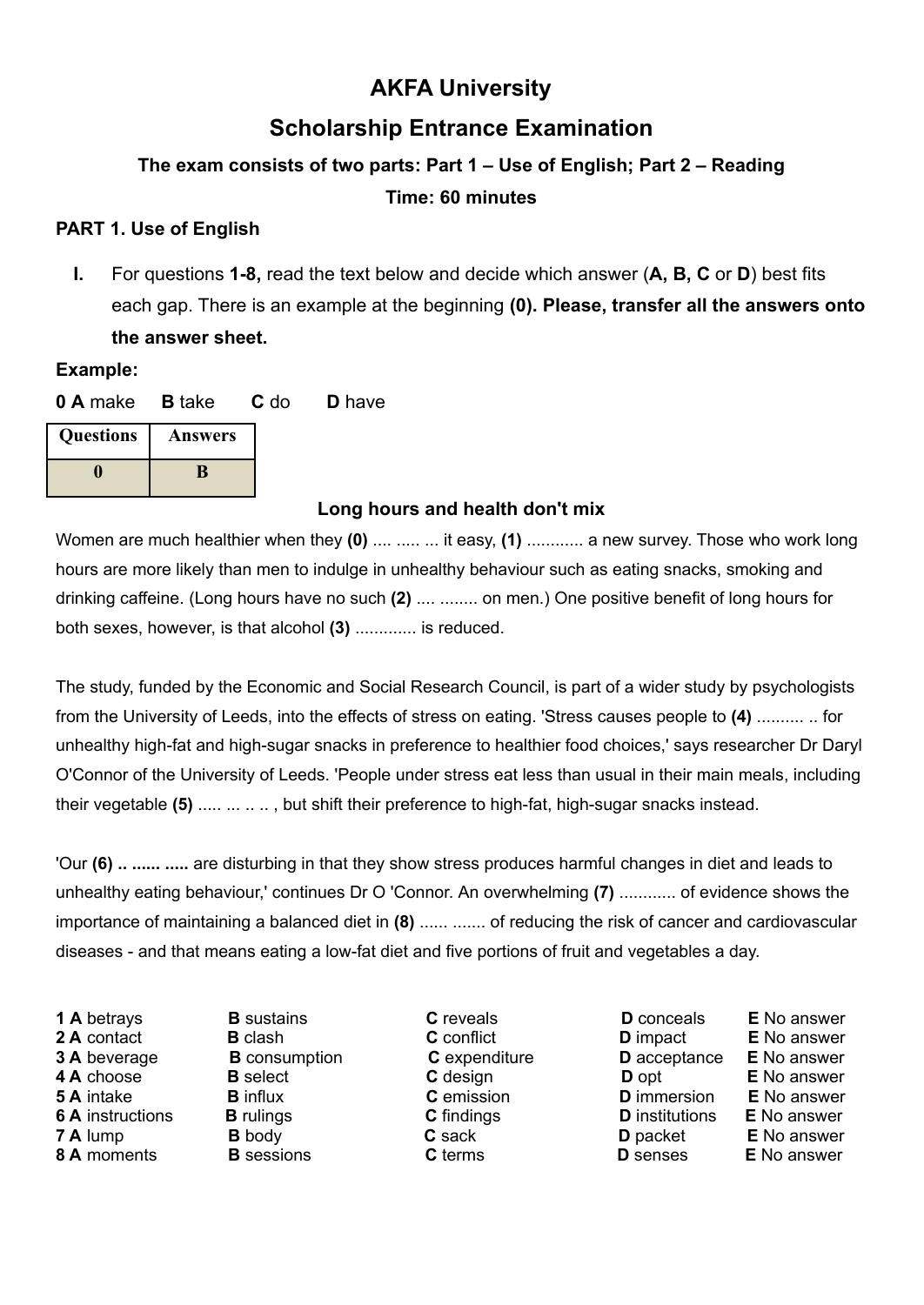# AKFA University

## Scholarship Entrance Examination

**The exam consists of two parts: Part 1 – Use of English; Part 2 – Reading**

**Time: 60 minutes**

### PART 1. Use of English

I. For questions **1-8,** read the text below and decide which answer (**A, B, C** or **D**) best fits each gap. There is an example at the beginning **(0). Please, transfer all the answers onto the answer sheet.**

**Example:**

**0 A** make **B** take **C** do **D** have

| Questions | Answers |
|---|---|
| 0 | B |

**Long hours and health don't mix**

Women are much healthier when they **(0)** .... ..... ... it easy, **(1)** ............ a new survey. Those who work long hours are more likely than men to indulge in unhealthy behaviour such as eating snacks, smoking and drinking caffeine. (Long hours have no such **(2)** .... ........ on men.) One positive benefit of long hours for both sexes, however, is that alcohol **(3)** ............. is reduced.

The study, funded by the Economic and Social Research Council, is part of a wider study by psychologists from the University of Leeds, into the effects of stress on eating. 'Stress causes people to **(4)** .......... .. for unhealthy high-fat and high-sugar snacks in preference to healthier food choices,' says researcher Dr Daryl O'Connor of the University of Leeds. 'People under stress eat less than usual in their main meals, including their vegetable **(5)** ..... ... .. .. , but shift their preference to high-fat, high-sugar snacks instead.

'Our **(6) .. ...... .....** are disturbing in that they show stress produces harmful changes in diet and leads to unhealthy eating behaviour,' continues Dr O 'Connor. An overwhelming **(7)** ............ of evidence shows the importance of maintaining a balanced diet in **(8)** ...... ....... of reducing the risk of cancer and cardiovascular diseases - and that means eating a low-fat diet and five portions of fruit and vegetables a day.

**1 A** betrays **B** sustains **C** reveals **D** conceals **E** No answer
**2 A** contact **B** clash **C** conflict **D** impact **E** No answer
**3 A** beverage **B** consumption **C** expenditure **D** acceptance **E** No answer
**4 A** choose **B** select **C** design **D** opt **E** No answer
**5 A** intake **B** influx **C** emission **D** immersion **E** No answer
**6 A** instructions **B** rulings **C** findings **D** institutions **E** No answer
**7 A** lump **B** body **C** sack **D** packet **E** No answer
**8 A** moments **B** sessions **C** terms **D** senses **E** No answer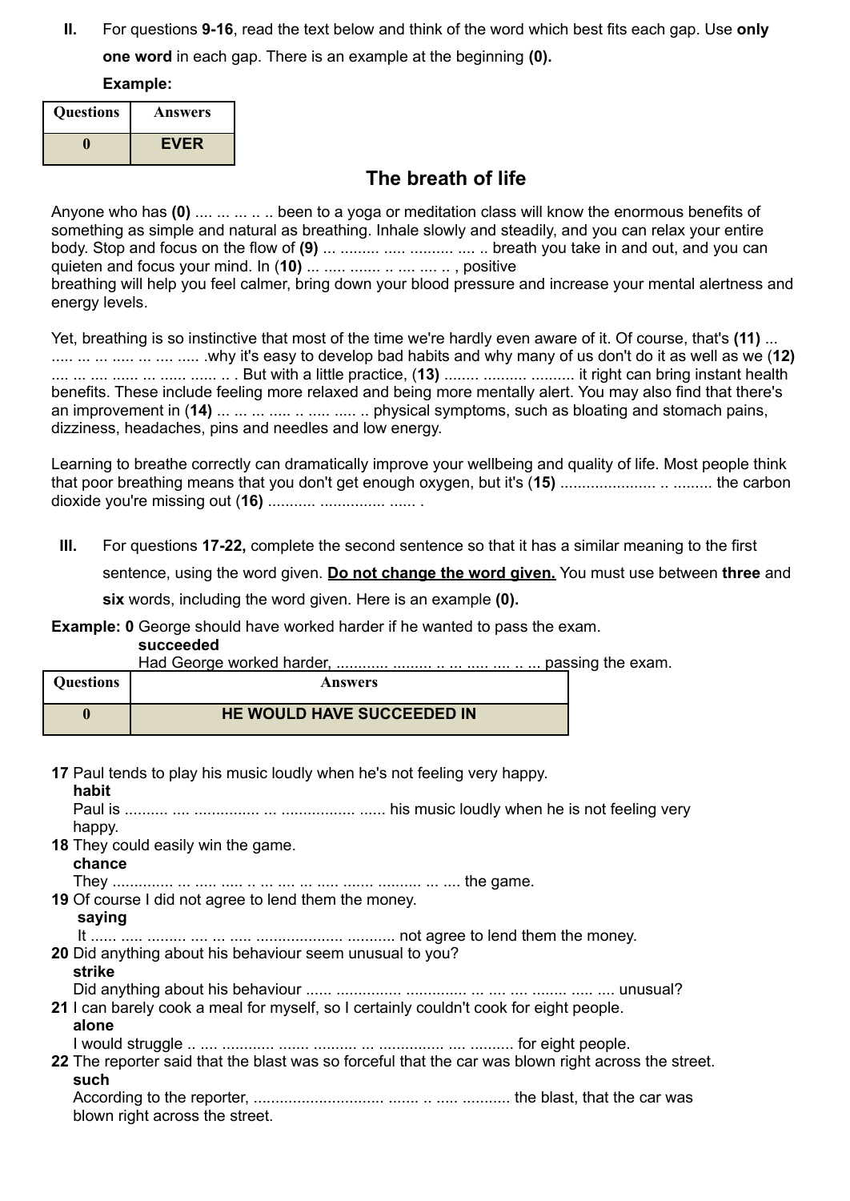**II.** For questions **9-16**, read the text below and think of the word which best fits each gap. Use **only one word** in each gap. There is an example at the beginning **(0).**

**Example:**

| Questions | Answers |
|---|---|
| 0 | EVER |

## The breath of life

Anyone who has **(0)** .... ... ... .. .. been to a yoga or meditation class will know the enormous benefits of something as simple and natural as breathing. Inhale slowly and steadily, and you can relax your entire body. Stop and focus on the flow of **(9)** ... ......... ..... .......... .... .. breath you take in and out, and you can quieten and focus your mind. In (**10**) ... ..... ....... .. .... .... .. , positive breathing will help you feel calmer, bring down your blood pressure and increase your mental alertness and energy levels.

Yet, breathing is so instinctive that most of the time we're hardly even aware of it. Of course, that's **(11)** ... ..... ... ... ..... ... .... ..... .why it's easy to develop bad habits and why many of us don't do it as well as we (**12)** .... ... .... ...... ... ...... ...... .. . But with a little practice, (**13**) ........ .......... .......... it right can bring instant health benefits. These include feeling more relaxed and being more mentally alert. You may also find that there's an improvement in (**14**) ... ... ... ..... .. ..... ..... .. physical symptoms, such as bloating and stomach pains, dizziness, headaches, pins and needles and low energy.

Learning to breathe correctly can dramatically improve your wellbeing and quality of life. Most people think that poor breathing means that you don't get enough oxygen, but it's (**15**) ...................... .. ......... the carbon dioxide you're missing out (**16**) ........... ............... ...... .

**III.** For questions **17-22,** complete the second sentence so that it has a similar meaning to the first sentence, using the word given. **Do not change the word given.** You must use between **three** and **six** words, including the word given. Here is an example **(0).**

**Example: 0** George should have worked harder if he wanted to pass the exam.
**succeeded**
Had George worked harder, ............ ......... .. ... ..... .... .. ... passing the exam.

| Questions | Answers |
|---|---|
| 0 | HE WOULD HAVE SUCCEEDED IN |

**17** Paul tends to play his music loudly when he's not feeling very happy.
**habit**
Paul is .......... .... ............... ... ................. ...... his music loudly when he is not feeling very happy.

**18** They could easily win the game.
**chance**
They .............. ... ..... ..... .. ... .... ... ..... ....... .......... ... .... the game.

**19** Of course I did not agree to lend them the money.
**saying**
It ...... ..... ......... .... ... ..... ................... ........... not agree to lend them the money.

**20** Did anything about his behaviour seem unusual to you?
**strike**
Did anything about his behaviour ...... ............... .............. ... .... .... ........ ..... .... unusual?

**21** I can barely cook a meal for myself, so I certainly couldn't cook for eight people.
**alone**
I would struggle .. .... ............ ....... .......... ... ............... .... .......... for eight people.

**22** The reporter said that the blast was so forceful that the car was blown right across the street.
**such**
According to the reporter, ............................. ....... .. ..... ........... the blast, that the car was blown right across the street.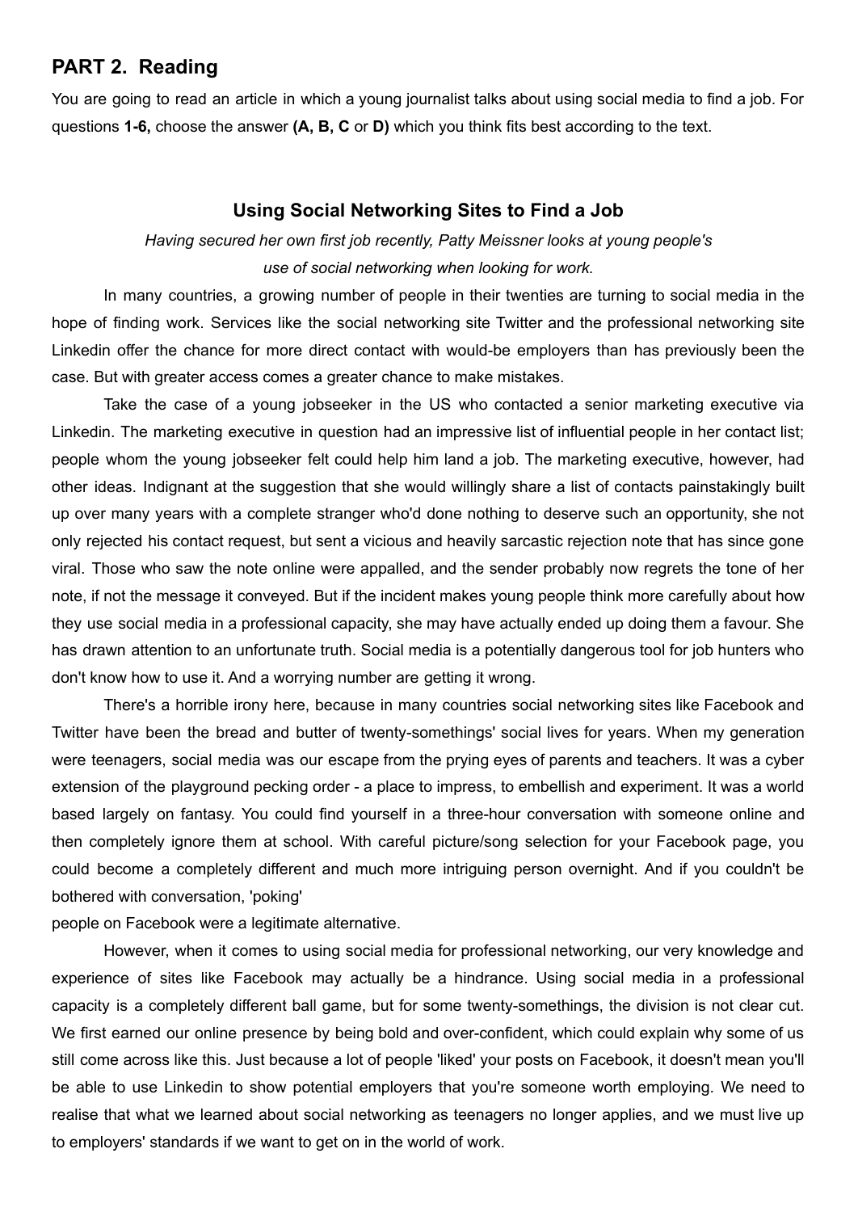## PART 2. Reading

You are going to read an article in which a young journalist talks about using social media to find a job. For questions **1-6,** choose the answer **(A, B, C** or **D)** which you think fits best according to the text.

### Using Social Networking Sites to Find a Job

*Having secured her own first job recently, Patty Meissner looks at young people's use of social networking when looking for work.*

In many countries, a growing number of people in their twenties are turning to social media in the hope of finding work. Services like the social networking site Twitter and the professional networking site Linkedin offer the chance for more direct contact with would-be employers than has previously been the case. But with greater access comes a greater chance to make mistakes.

Take the case of a young jobseeker in the US who contacted a senior marketing executive via Linkedin. The marketing executive in question had an impressive list of influential people in her contact list; people whom the young jobseeker felt could help him land a job. The marketing executive, however, had other ideas. Indignant at the suggestion that she would willingly share a list of contacts painstakingly built up over many years with a complete stranger who'd done nothing to deserve such an opportunity, she not only rejected his contact request, but sent a vicious and heavily sarcastic rejection note that has since gone viral. Those who saw the note online were appalled, and the sender probably now regrets the tone of her note, if not the message it conveyed. But if the incident makes young people think more carefully about how they use social media in a professional capacity, she may have actually ended up doing them a favour. She has drawn attention to an unfortunate truth. Social media is a potentially dangerous tool for job hunters who don't know how to use it. And a worrying number are getting it wrong.

There's a horrible irony here, because in many countries social networking sites like Facebook and Twitter have been the bread and butter of twenty-somethings' social lives for years. When my generation were teenagers, social media was our escape from the prying eyes of parents and teachers. It was a cyber extension of the playground pecking order - a place to impress, to embellish and experiment. It was a world based largely on fantasy. You could find yourself in a three-hour conversation with someone online and then completely ignore them at school. With careful picture/song selection for your Facebook page, you could become a completely different and much more intriguing person overnight. And if you couldn't be bothered with conversation, 'poking' people on Facebook were a legitimate alternative.

However, when it comes to using social media for professional networking, our very knowledge and experience of sites like Facebook may actually be a hindrance. Using social media in a professional capacity is a completely different ball game, but for some twenty-somethings, the division is not clear cut. We first earned our online presence by being bold and over-confident, which could explain why some of us still come across like this. Just because a lot of people 'liked' your posts on Facebook, it doesn't mean you'll be able to use Linkedin to show potential employers that you're someone worth employing. We need to realise that what we learned about social networking as teenagers no longer applies, and we must live up to employers' standards if we want to get on in the world of work.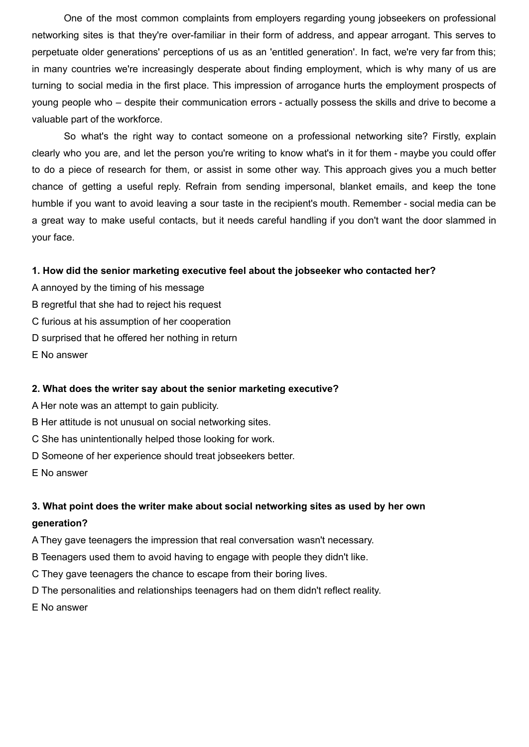One of the most common complaints from employers regarding young jobseekers on professional networking sites is that they're over-familiar in their form of address, and appear arrogant. This serves to perpetuate older generations' perceptions of us as an 'entitled generation'. In fact, we're very far from this; in many countries we're increasingly desperate about finding employment, which is why many of us are turning to social media in the first place. This impression of arrogance hurts the employment prospects of young people who – despite their communication errors - actually possess the skills and drive to become a valuable part of the workforce.

So what's the right way to contact someone on a professional networking site? Firstly, explain clearly who you are, and let the person you're writing to know what's in it for them - maybe you could offer to do a piece of research for them, or assist in some other way. This approach gives you a much better chance of getting a useful reply. Refrain from sending impersonal, blanket emails, and keep the tone humble if you want to avoid leaving a sour taste in the recipient's mouth. Remember - social media can be a great way to make useful contacts, but it needs careful handling if you don't want the door slammed in your face.

**1. How did the senior marketing executive feel about the jobseeker who contacted her?**

A annoyed by the timing of his message

B regretful that she had to reject his request

C furious at his assumption of her cooperation

D surprised that he offered her nothing in return

E No answer

**2. What does the writer say about the senior marketing executive?**

A Her note was an attempt to gain publicity.

B Her attitude is not unusual on social networking sites.

C She has unintentionally helped those looking for work.

D Someone of her experience should treat jobseekers better.

E No answer

**3. What point does the writer make about social networking sites as used by her own generation?**

A They gave teenagers the impression that real conversation wasn't necessary.

B Teenagers used them to avoid having to engage with people they didn't like.

C They gave teenagers the chance to escape from their boring lives.

D The personalities and relationships teenagers had on them didn't reflect reality.

E No answer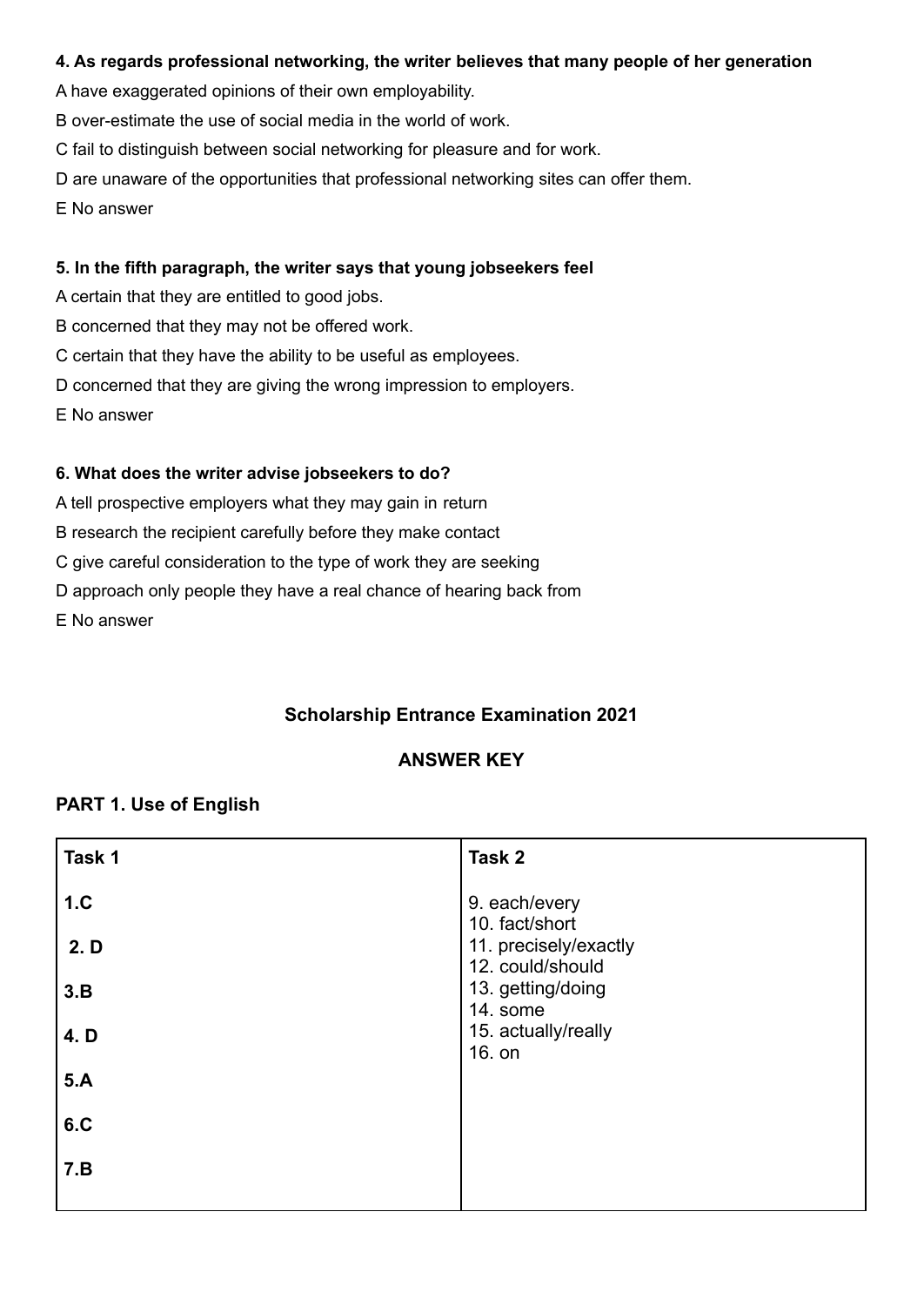**4. As regards professional networking, the writer believes that many people of her generation**

A have exaggerated opinions of their own employability.

B over-estimate the use of social media in the world of work.

C fail to distinguish between social networking for pleasure and for work.

D are unaware of the opportunities that professional networking sites can offer them.

E No answer

**5. In the fifth paragraph, the writer says that young jobseekers feel**

A certain that they are entitled to good jobs.

B concerned that they may not be offered work.

C certain that they have the ability to be useful as employees.

D concerned that they are giving the wrong impression to employers.

E No answer

**6. What does the writer advise jobseekers to do?**

A tell prospective employers what they may gain in return

B research the recipient carefully before they make contact

C give careful consideration to the type of work they are seeking

D approach only people they have a real chance of hearing back from

E No answer

## Scholarship Entrance Examination 2021

## ANSWER KEY

### PART 1. Use of English

| Task 1 | Task 2 |
|---|---|
| 1.C<br>2. D<br>3.B<br>4. D<br>5.A<br>6.C<br>7.B | 9. each/every<br>10. fact/short<br>11. precisely/exactly<br>12. could/should<br>13. getting/doing<br>14. some<br>15. actually/really<br>16. on |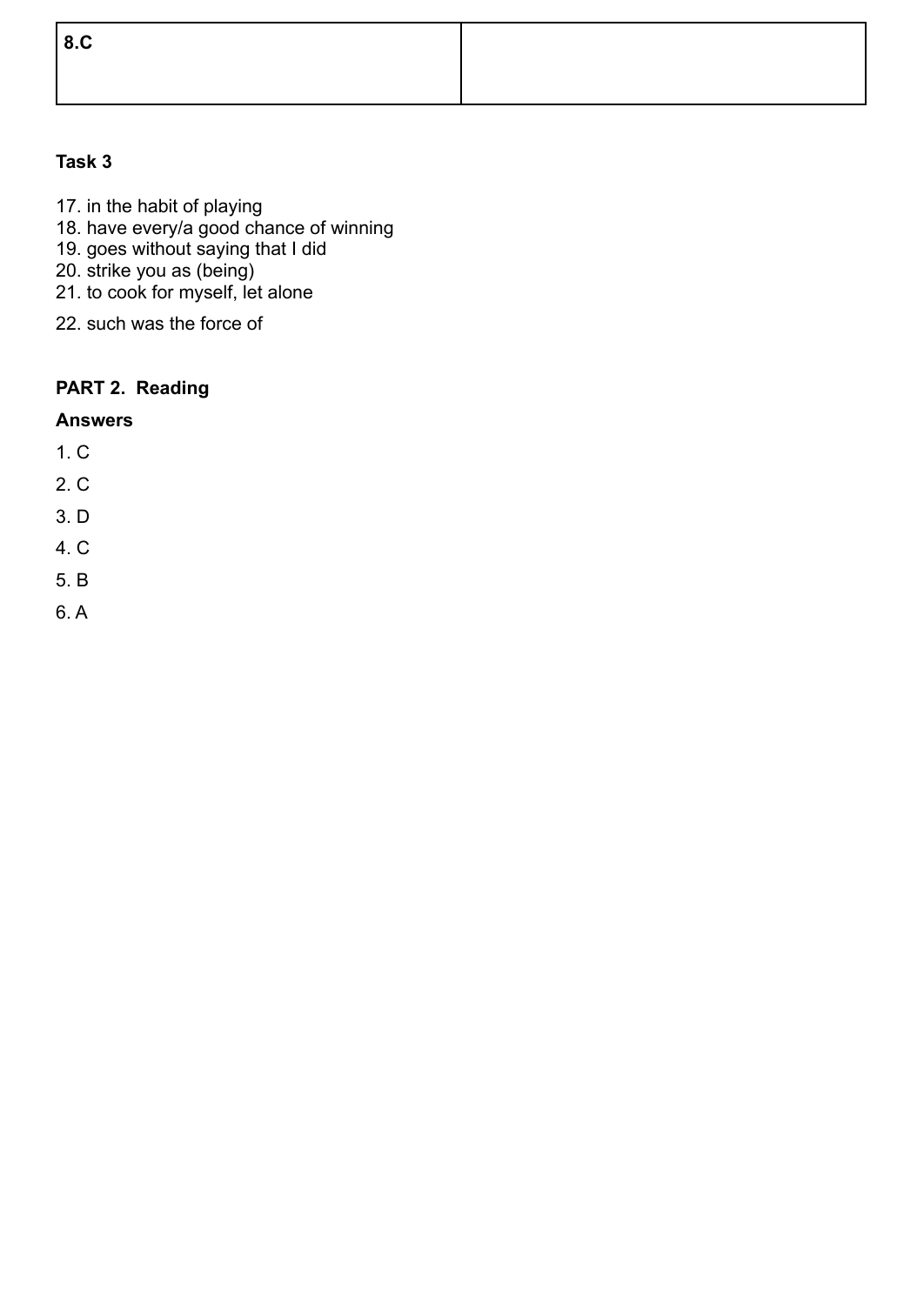| | |
|---|---|
| **8.C** | |

**Task 3**

17. in the habit of playing
18. have every/a good chance of winning
19. goes without saying that I did
20. strike you as (being)
21. to cook for myself, let alone
22. such was the force of

**PART 2. Reading**

**Answers**

1. C
2. C
3. D
4. C
5. B
6. A